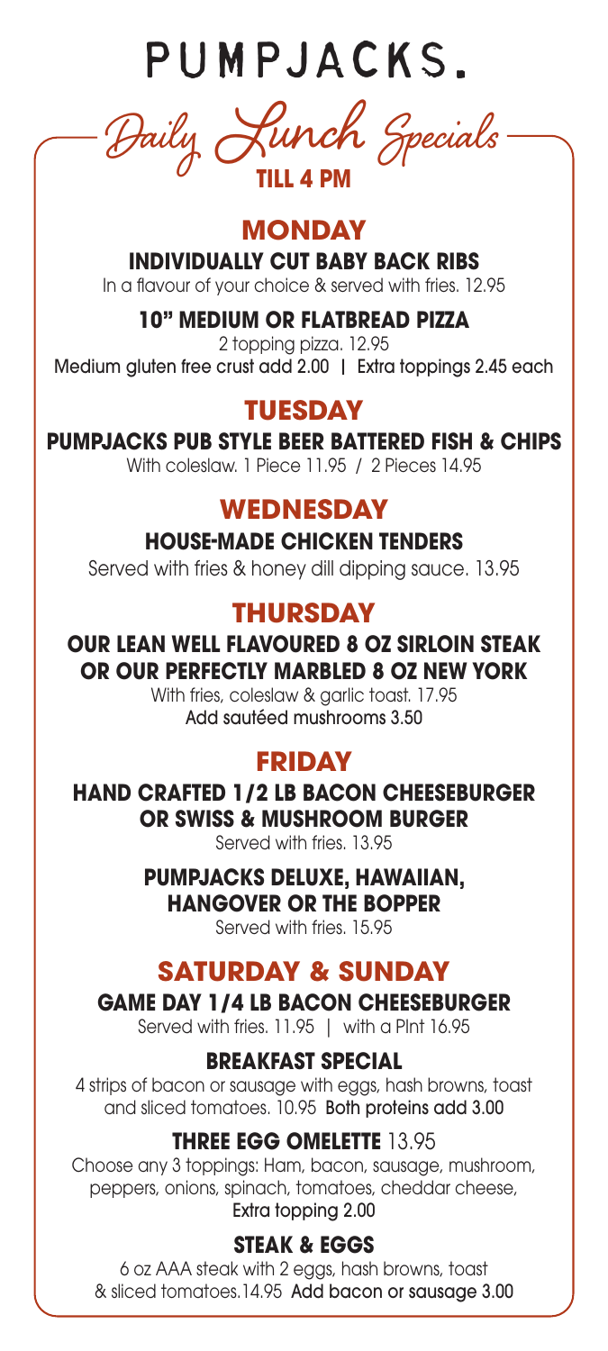# PUMPJACKS.

## Daily Lunch Specials

**TILL 4 PM**

## MONDAY

### INDIVIDUALLY CUT BABY BACK RIBS

In a flavour of your choice & served with fries. 12.95

### 10" MEDIUM OR FLATBREAD PIZZA

2 topping pizza. 12.95

Medium gluten free crust add 2.00 | Extra toppings 2.45 each

## TUESDAY

### PUMPJACKS PUB STYLE BEER BATTERED FISH & CHIPS

With coleslaw. 1 Piece 11.95 / 2 Pieces 14.95

## WEDNESDAY

### HOUSE-MADE CHICKEN TENDERS

Served with fries & honey dill dipping sauce. 13.95

## THURSDAY

### OUR LEAN WELL FLAVOURED 8 OZ SIRLOIN STEAK OR OUR PERFECTLY MARBLED 8 OZ NEW YORK

With fries, coleslaw & garlic toast. 17.95

Add sautéed mushrooms 3.50

## FRIDAY

### HAND CRAFTED 1/2 LB BACON CHEESEBURGER OR SWISS & MUSHROOM BURGER

Served with fries. 13.95

### PUMPJACKS DELUXE, HAWAIIAN, HANGOVER OR THE BOPPER

Served with fries. 15.95

## SATURDAY & SUNDAY

### GAME DAY 1/4 LB BACON CHEESEBURGER

Served with fries. 11.95 | with a PInt 16.95

### BREAKFAST SPECIAL

4 strips of bacon or sausage with eggs, hash browns, toast and sliced tomatoes. 10.95 Both proteins add 3.00

### THREE EGG OMELETTE 13.95

Choose any 3 toppings: Ham, bacon, sausage, mushroom, peppers, onions, spinach, tomatoes, cheddar cheese, Extra topping 2.00

### STEAK & EGGS

6 oz AAA steak with 2 eggs, hash browns, toast & sliced tomatoes.14.95 Add bacon or sausage 3.00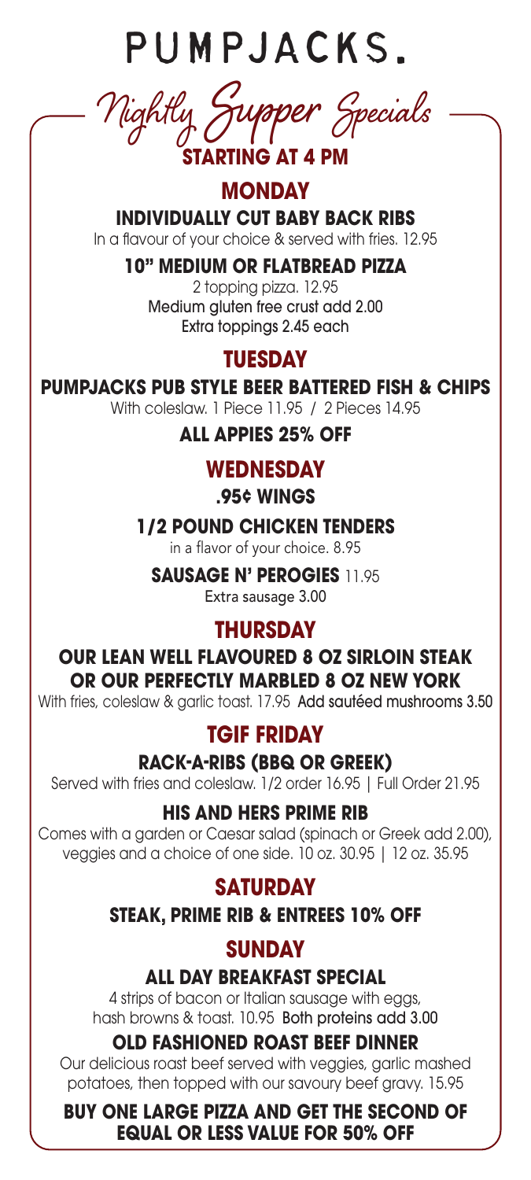# PUMPJACKS.

## Nightly Supper Specials

**STARTING AT 4 PM**

## MONDAY

### INDIVIDUALLY CUT BABY BACK RIBS

In a flavour of your choice & served with fries. 12.95

### 10" MEDIUM OR FLATBREAD PIZZA

2 topping pizza. 12.95
Medium gluten free crust add 2.00
Extra toppings 2.45 each

## TUESDAY

### PUMPJACKS PUB STYLE BEER BATTERED FISH & CHIPS

With coleslaw. 1 Piece 11.95 / 2 Pieces 14.95

### ALL APPIES 25% OFF

## WEDNESDAY

### .95¢ WINGS

### 1/2 POUND CHICKEN TENDERS

in a flavor of your choice. 8.95

### SAUSAGE N' PEROGIES 11.95

Extra sausage 3.00

## THURSDAY

### OUR LEAN WELL FLAVOURED 8 OZ SIRLOIN STEAK OR OUR PERFECTLY MARBLED 8 OZ NEW YORK

With fries, coleslaw & garlic toast. 17.95 Add sautéed mushrooms 3.50

## TGIF FRIDAY

### RACK-A-RIBS (BBQ OR GREEK)

Served with fries and coleslaw. 1/2 order 16.95 | Full Order 21.95

### HIS AND HERS PRIME RIB

Comes with a garden or Caesar salad (spinach or Greek add 2.00), veggies and a choice of one side. 10 oz. 30.95 | 12 oz. 35.95

## SATURDAY

### STEAK, PRIME RIB & ENTREES 10% OFF

## SUNDAY

### ALL DAY BREAKFAST SPECIAL

4 strips of bacon or Italian sausage with eggs, hash browns & toast. 10.95 Both proteins add 3.00

### OLD FASHIONED ROAST BEEF DINNER

Our delicious roast beef served with veggies, garlic mashed potatoes, then topped with our savoury beef gravy. 15.95

### BUY ONE LARGE PIZZA AND GET THE SECOND OF EQUAL OR LESS VALUE FOR 50% OFF